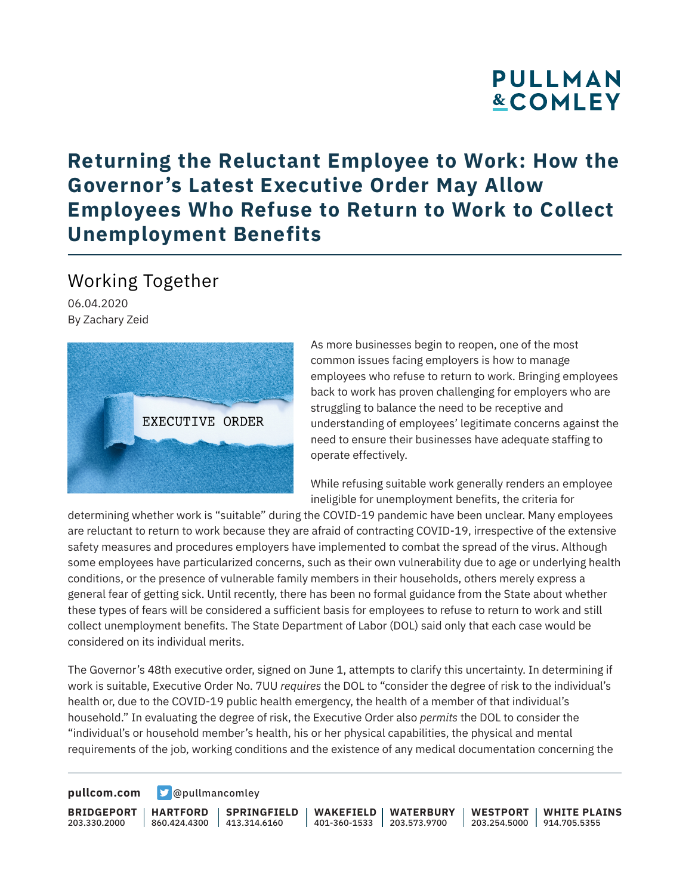# Returning the Reluctant Employee to Work: How the Governor's Latest Executive Order May Allow Employees Who Refuse to Return to Work to Collect Unemployment Benefits

## Working Together

06.04.2020

By Zachary Zeid

As more businesses begin to reopen, one of the most common issues facing employers is how to manage employees who refuse to return to work. Bringing employees back to work has proven challenging for employers who are struggling to balance the need to be receptive and understanding of employees' legitimate concerns against the need to ensure their businesses have adequate staffing to operate effectively.

While refusing suitable work generally renders an employee ineligible for unemployment benefits, the criteria for determining whether work is "suitable" during the COVID-19 pandemic have been unclear. Many employees are reluctant to return to work because they are afraid of contracting COVID-19, irrespective of the extensive safety measures and procedures employers have implemented to combat the spread of the virus. Although some employees have particularized concerns, such as their own vulnerability due to age or underlying health conditions, or the presence of vulnerable family members in their households, others merely express a general fear of getting sick. Until recently, there has been no formal guidance from the State about whether these types of fears will be considered a sufficient basis for employees to refuse to return to work and still collect unemployment benefits. The State Department of Labor (DOL) said only that each case would be considered on its individual merits.

The Governor's 48th executive order, signed on June 1, attempts to clarify this uncertainty. In determining if work is suitable, Executive Order No. 7UU *requires* the DOL to "consider the degree of risk to the individual's health or, due to the COVID-19 public health emergency, the health of a member of that individual's household." In evaluating the degree of risk, the Executive Order also *permits* the DOL to consider the "individual's or household member's health, his or her physical capabilities, the physical and mental requirements of the job, working conditions and the existence of any medical documentation concerning the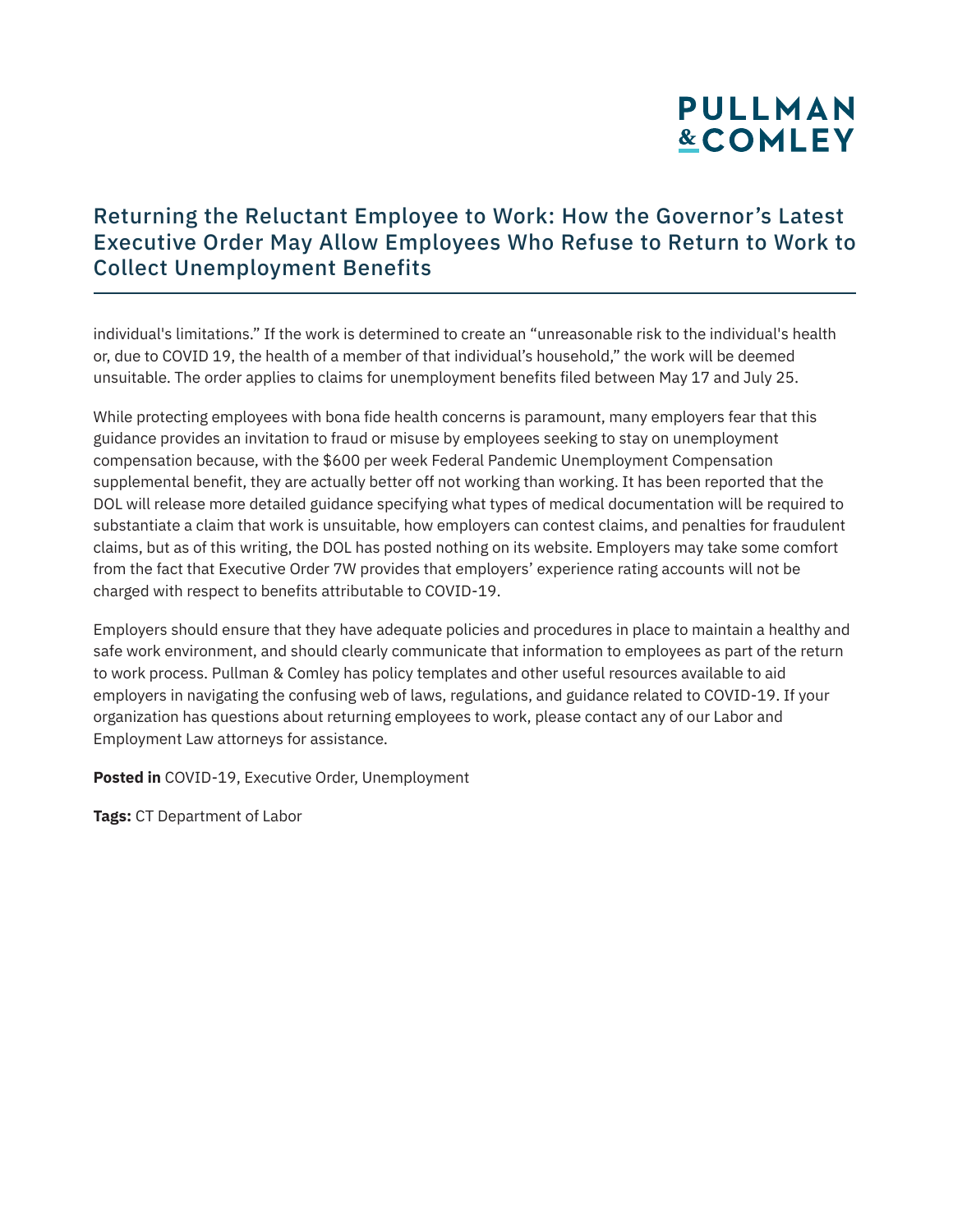individual's limitations." If the work is determined to create an "unreasonable risk to the individual's health or, due to COVID 19, the health of a member of that individual's household," the work will be deemed unsuitable. The order applies to claims for unemployment benefits filed between May 17 and July 25.

While protecting employees with bona fide health concerns is paramount, many employers fear that this guidance provides an invitation to fraud or misuse by employees seeking to stay on unemployment compensation because, with the $600 per week Federal Pandemic Unemployment Compensation supplemental benefit, they are actually better off not working than working. It has been reported that the DOL will release more detailed guidance specifying what types of medical documentation will be required to substantiate a claim that work is unsuitable, how employers can contest claims, and penalties for fraudulent claims, but as of this writing, the DOL has posted nothing on its website. Employers may take some comfort from the fact that Executive Order 7W provides that employers' experience rating accounts will not be charged with respect to benefits attributable to COVID-19.

Employers should ensure that they have adequate policies and procedures in place to maintain a healthy and safe work environment, and should clearly communicate that information to employees as part of the return to work process. Pullman & Comley has policy templates and other useful resources available to aid employers in navigating the confusing web of laws, regulations, and guidance related to COVID-19. If your organization has questions about returning employees to work, please contact any of our Labor and Employment Law attorneys for assistance.

**Posted in** COVID-19, Executive Order, Unemployment

**Tags:** CT Department of Labor